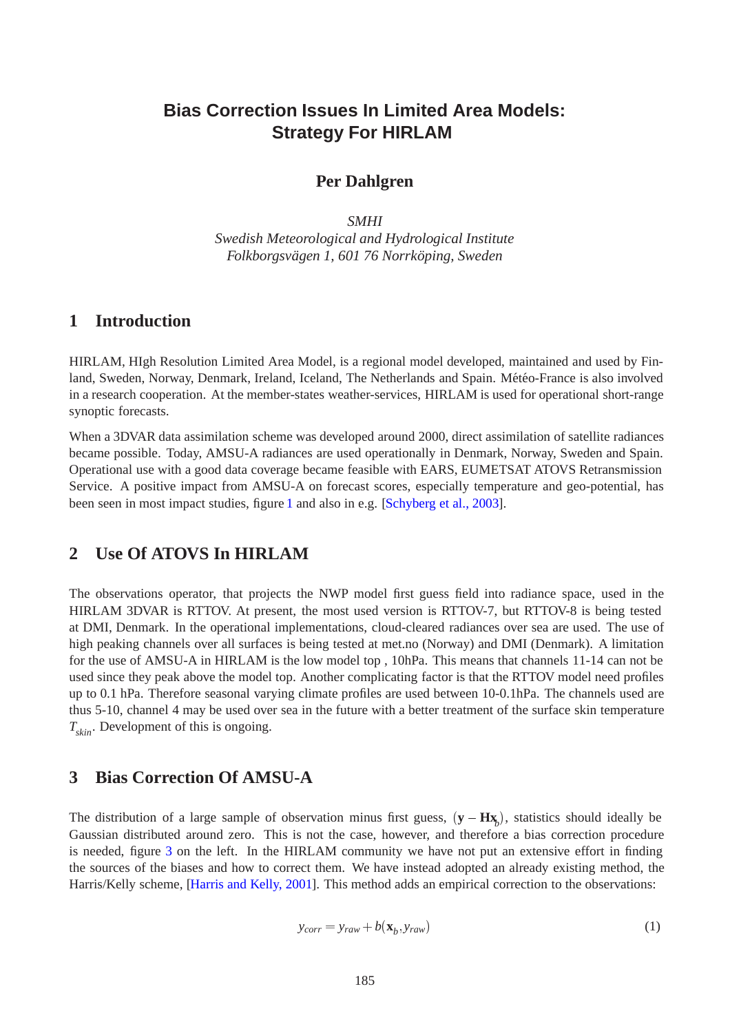# Bias Correction Issues In Limited Area Models: Strategy For HIRLAM

**Per Dahlgren**

*SMHI*
*Swedish Meteorological and Hydrological Institute*
*Folkborgsvägen 1, 601 76 Norrköping, Sweden*

## 1 Introduction

HIRLAM, HIgh Resolution Limited Area Model, is a regional model developed, maintained and used by Finland, Sweden, Norway, Denmark, Ireland, Iceland, The Netherlands and Spain. Météo-France is also involved in a research cooperation. At the member-states weather-services, HIRLAM is used for operational short-range synoptic forecasts.

When a 3DVAR data assimilation scheme was developed around 2000, direct assimilation of satellite radiances became possible. Today, AMSU-A radiances are used operationally in Denmark, Norway, Sweden and Spain. Operational use with a good data coverage became feasible with EARS, EUMETSAT ATOVS Retransmission Service. A positive impact from AMSU-A on forecast scores, especially temperature and geo-potential, has been seen in most impact studies, figure 1 and also in e.g. [Schyberg et al., 2003].

## 2 Use Of ATOVS In HIRLAM

The observations operator, that projects the NWP model first guess field into radiance space, used in the HIRLAM 3DVAR is RTTOV. At present, the most used version is RTTOV-7, but RTTOV-8 is being tested at DMI, Denmark. In the operational implementations, cloud-cleared radiances over sea are used. The use of high peaking channels over all surfaces is being tested at met.no (Norway) and DMI (Denmark). A limitation for the use of AMSU-A in HIRLAM is the low model top , 10hPa. This means that channels 11-14 can not be used since they peak above the model top. Another complicating factor is that the RTTOV model need profiles up to 0.1 hPa. Therefore seasonal varying climate profiles are used between 10-0.1hPa. The channels used are thus 5-10, channel 4 may be used over sea in the future with a better treatment of the surface skin temperature $T_{skin}$. Development of this is ongoing.

## 3 Bias Correction Of AMSU-A

The distribution of a large sample of observation minus first guess, $(\mathbf{y} - \mathbf{H}\mathbf{x}_b)$, statistics should ideally be Gaussian distributed around zero. This is not the case, however, and therefore a bias correction procedure is needed, figure 3 on the left. In the HIRLAM community we have not put an extensive effort in finding the sources of the biases and how to correct them. We have instead adopted an already existing method, the Harris/Kelly scheme, [Harris and Kelly, 2001]. This method adds an empirical correction to the observations:

$$y_{corr} = y_{raw} + b(\mathbf{x}_b, y_{raw}) \tag{1}$$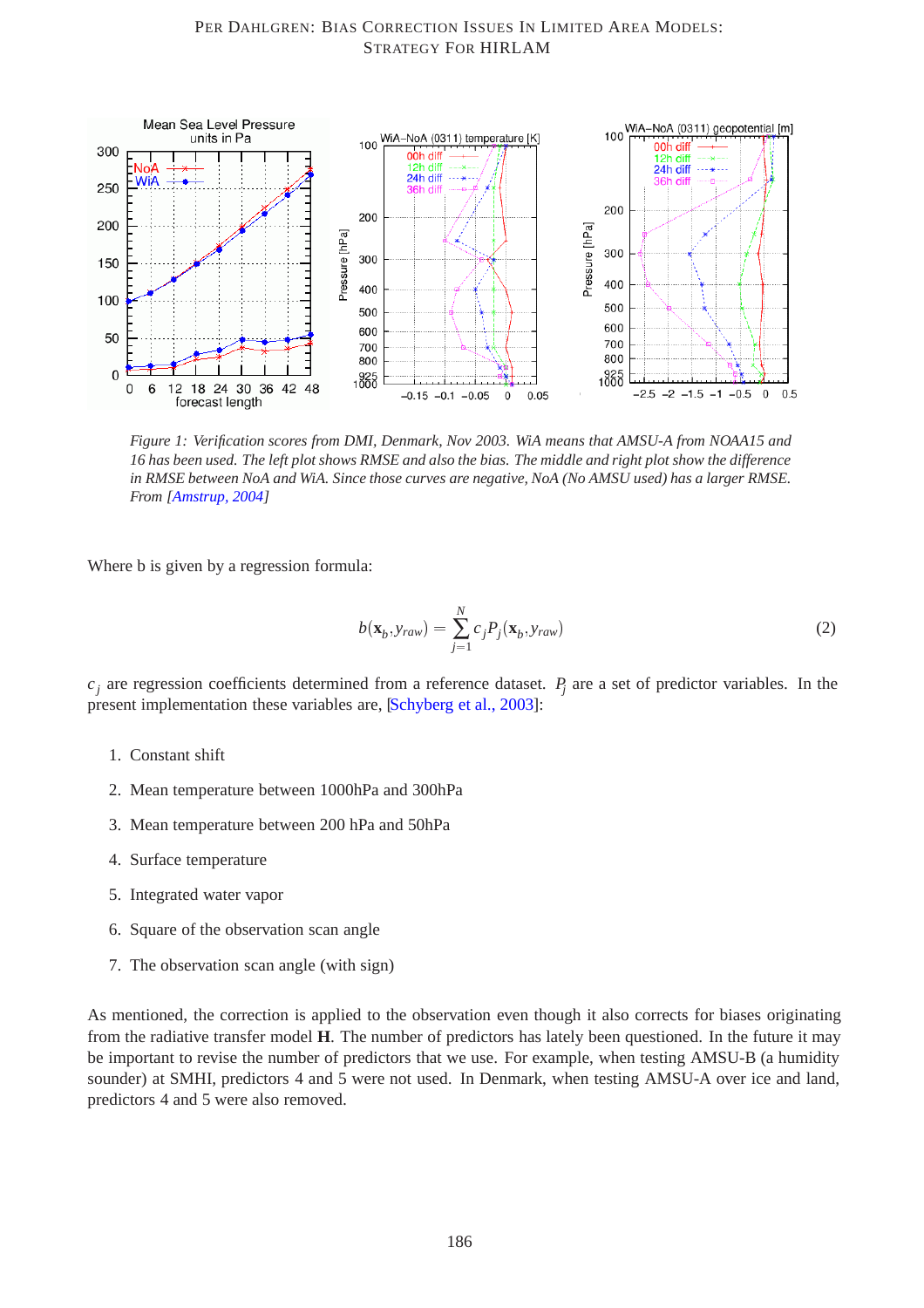*Figure 1: Verification scores from DMI, Denmark, Nov 2003. WiA means that AMSU-A from NOAA15 and 16 has been used. The left plot shows RMSE and also the bias. The middle and right plot show the difference in RMSE between NoA and WiA. Since those curves are negative, NoA (No AMSU used) has a larger RMSE. From [Amstrup, 2004]*

Where b is given by a regression formula:

$$b(\mathbf{x}_b, y_{raw}) = \sum_{j=1}^{N} c_j P_j(\mathbf{x}_b, y_{raw}) \tag{2}$$

$c_j$ are regression coefficients determined from a reference dataset. $P_j$ are a set of predictor variables. In the present implementation these variables are, [Schyberg et al., 2003]:

1. Constant shift
2. Mean temperature between 1000hPa and 300hPa
3. Mean temperature between 200 hPa and 50hPa
4. Surface temperature
5. Integrated water vapor
6. Square of the observation scan angle
7. The observation scan angle (with sign)

As mentioned, the correction is applied to the observation even though it also corrects for biases originating from the radiative transfer model **H**. The number of predictors has lately been questioned. In the future it may be important to revise the number of predictors that we use. For example, when testing AMSU-B (a humidity sounder) at SMHI, predictors 4 and 5 were not used. In Denmark, when testing AMSU-A over ice and land, predictors 4 and 5 were also removed.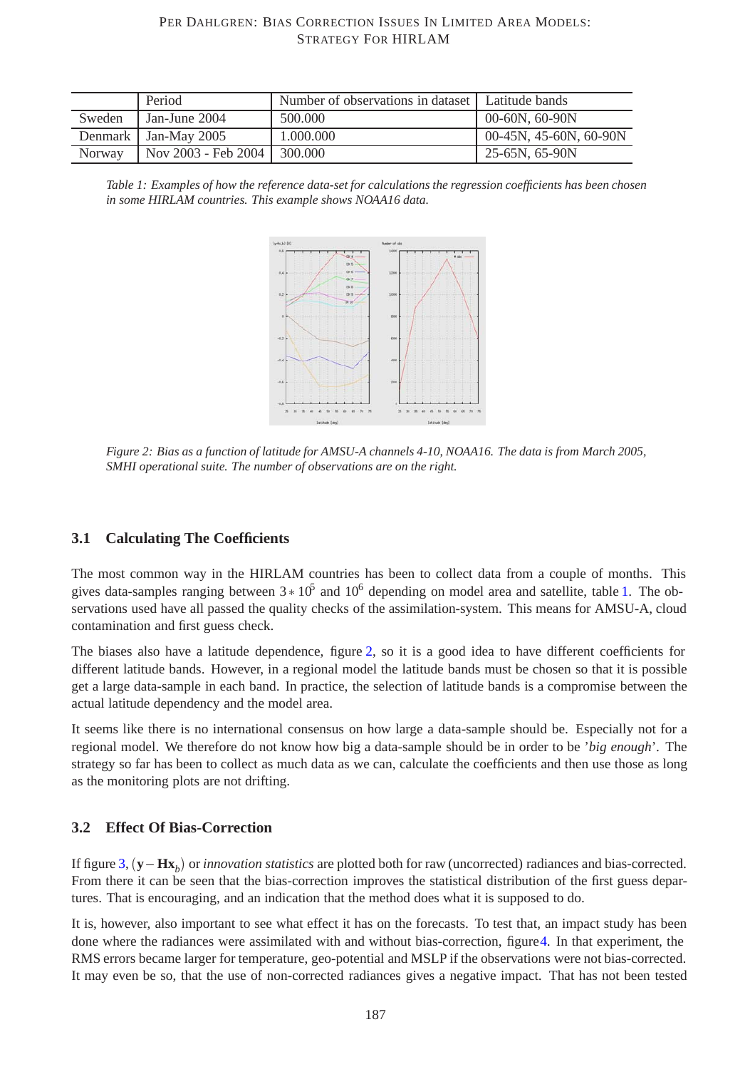| | Period | Number of observations in dataset | Latitude bands |
|---|---|---|---|
| Sweden | Jan-June 2004 | 500.000 | 00-60N, 60-90N |
| Denmark | Jan-May 2005 | 1.000.000 | 00-45N, 45-60N, 60-90N |
| Norway | Nov 2003 - Feb 2004 | 300.000 | 25-65N, 65-90N |

*Table 1: Examples of how the reference data-set for calculations the regression coefficients has been chosen in some HIRLAM countries. This example shows NOAA16 data.*

*Figure 2: Bias as a function of latitude for AMSU-A channels 4-10, NOAA16. The data is from March 2005, SMHI operational suite. The number of observations are on the right.*

### 3.1 Calculating The Coefficients

The most common way in the HIRLAM countries has been to collect data from a couple of months. This gives data-samples ranging between $3 * 10^5$ and $10^6$ depending on model area and satellite, table 1. The observations used have all passed the quality checks of the assimilation-system. This means for AMSU-A, cloud contamination and first guess check.

The biases also have a latitude dependence, figure 2, so it is a good idea to have different coefficients for different latitude bands. However, in a regional model the latitude bands must be chosen so that it is possible get a large data-sample in each band. In practice, the selection of latitude bands is a compromise between the actual latitude dependency and the model area.

It seems like there is no international consensus on how large a data-sample should be. Especially not for a regional model. We therefore do not know how big a data-sample should be in order to be '*big enough*'. The strategy so far has been to collect as much data as we can, calculate the coefficients and then use those as long as the monitoring plots are not drifting.

### 3.2 Effect Of Bias-Correction

If figure 3, $(\mathbf{y} - \mathbf{H}\mathbf{x}_b)$ or *innovation statistics* are plotted both for raw (uncorrected) radiances and bias-corrected. From there it can be seen that the bias-correction improves the statistical distribution of the first guess departures. That is encouraging, and an indication that the method does what it is supposed to do.

It is, however, also important to see what effect it has on the forecasts. To test that, an impact study has been done where the radiances were assimilated with and without bias-correction, figure4. In that experiment, the RMS errors became larger for temperature, geo-potential and MSLP if the observations were not bias-corrected. It may even be so, that the use of non-corrected radiances gives a negative impact. That has not been tested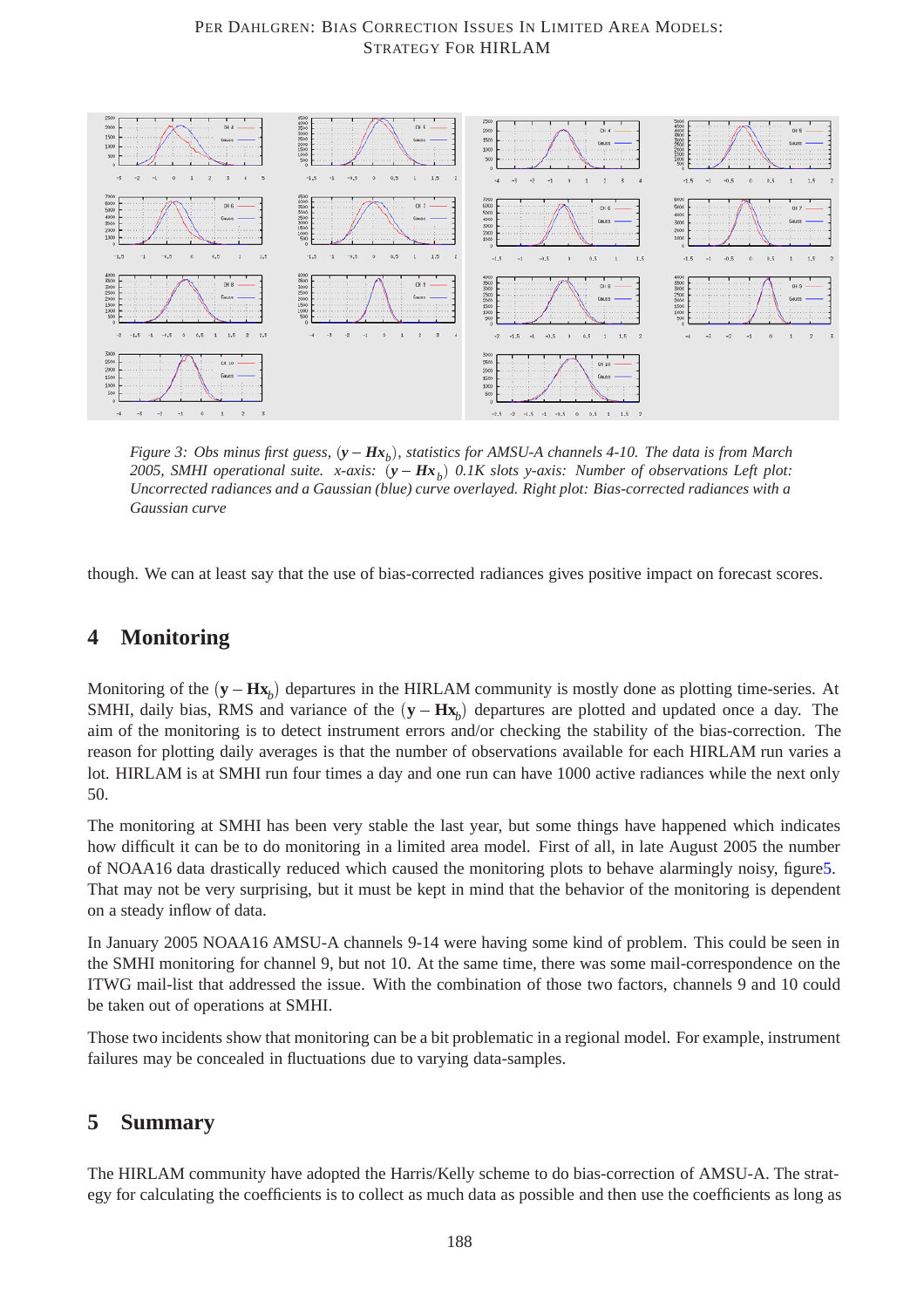*Figure 3: Obs minus first guess, $(\mathbf{y} - \mathbf{H}\mathbf{x}_b)$, statistics for AMSU-A channels 4-10. The data is from March 2005, SMHI operational suite. x-axis: $(\mathbf{y} - \mathbf{H}\mathbf{x}_b)$ 0.1K slots y-axis: Number of observations Left plot: Uncorrected radiances and a Gaussian (blue) curve overlayed. Right plot: Bias-corrected radiances with a Gaussian curve*

though. We can at least say that the use of bias-corrected radiances gives positive impact on forecast scores.

## 4 Monitoring

Monitoring of the $(\mathbf{y} - \mathbf{H}\mathbf{x}_b)$ departures in the HIRLAM community is mostly done as plotting time-series. At SMHI, daily bias, RMS and variance of the $(\mathbf{y} - \mathbf{H}\mathbf{x}_b)$ departures are plotted and updated once a day. The aim of the monitoring is to detect instrument errors and/or checking the stability of the bias-correction. The reason for plotting daily averages is that the number of observations available for each HIRLAM run varies a lot. HIRLAM is at SMHI run four times a day and one run can have 1000 active radiances while the next only 50.

The monitoring at SMHI has been very stable the last year, but some things have happened which indicates how difficult it can be to do monitoring in a limited area model. First of all, in late August 2005 the number of NOAA16 data drastically reduced which caused the monitoring plots to behave alarmingly noisy, figure5. That may not be very surprising, but it must be kept in mind that the behavior of the monitoring is dependent on a steady inflow of data.

In January 2005 NOAA16 AMSU-A channels 9-14 were having some kind of problem. This could be seen in the SMHI monitoring for channel 9, but not 10. At the same time, there was some mail-correspondence on the ITWG mail-list that addressed the issue. With the combination of those two factors, channels 9 and 10 could be taken out of operations at SMHI.

Those two incidents show that monitoring can be a bit problematic in a regional model. For example, instrument failures may be concealed in fluctuations due to varying data-samples.

## 5 Summary

The HIRLAM community have adopted the Harris/Kelly scheme to do bias-correction of AMSU-A. The strategy for calculating the coefficients is to collect as much data as possible and then use the coefficients as long as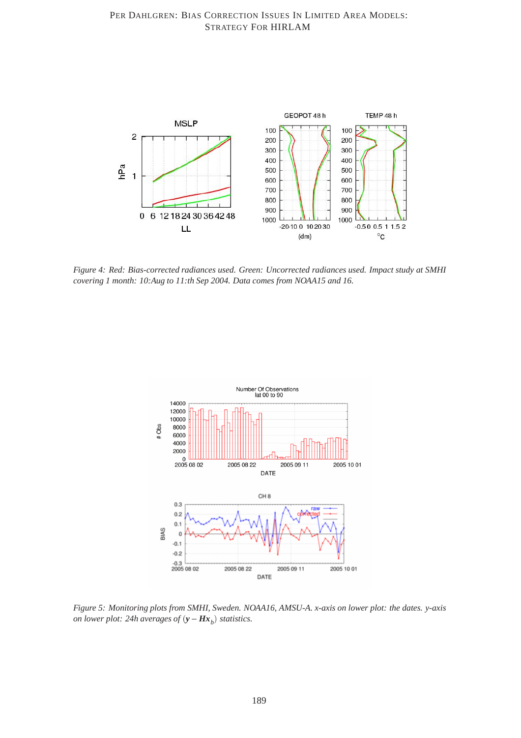*Figure 4: Red: Bias-corrected radiances used. Green: Uncorrected radiances used. Impact study at SMHI covering 1 month: 10:Aug to 11:th Sep 2004. Data comes from NOAA15 and 16.*

*Figure 5: Monitoring plots from SMHI, Sweden. NOAA16, AMSU-A. x-axis on lower plot: the dates. y-axis on lower plot: 24h averages of $(\mathbf{y} - \boldsymbol{H}\mathbf{x}_b)$ statistics.*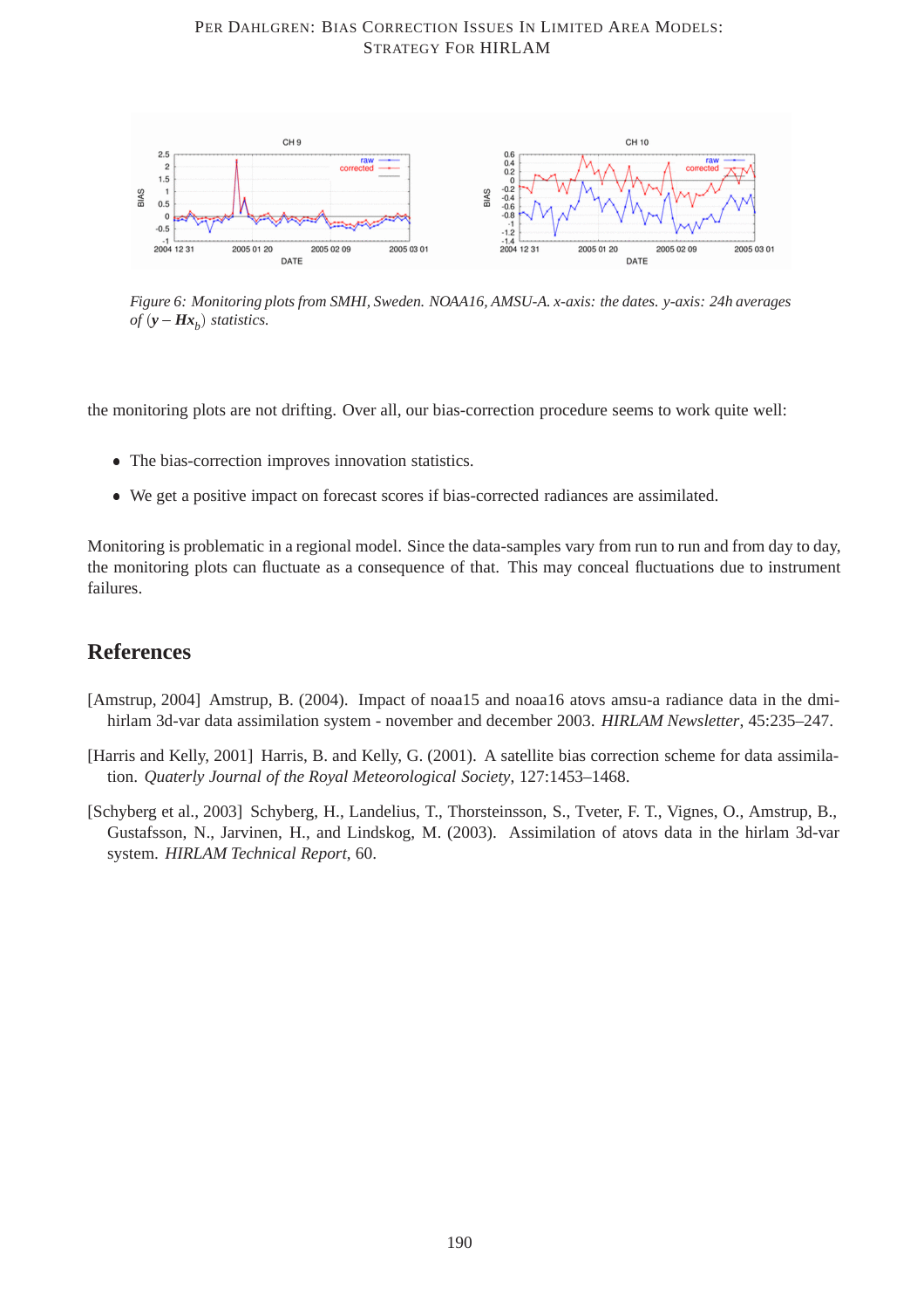CH 9

2.5
2
1.5
1
0.5
0
-0.5
-1

BIAS

raw
corrected

2004 12 31
2005 01 20
2005 02 09
2005 03 01

DATE

CH 10

0.6
0.4
0.2
0
-0.2
-0.4
-0.6
-0.8
-1
-1.2
-1.4

BIAS

raw
corrected

2004 12 31
2005 01 20
2005 02 09
2005 03 01

DATE

*Figure 6: Monitoring plots from SMHI, Sweden. NOAA16, AMSU-A. x-axis: the dates. y-axis: 24h averages of* $(\boldsymbol{y} - \boldsymbol{H}\boldsymbol{x}_b)$ *statistics.*

the monitoring plots are not drifting. Over all, our bias-correction procedure seems to work quite well:

- The bias-correction improves innovation statistics.
- We get a positive impact on forecast scores if bias-corrected radiances are assimilated.

Monitoring is problematic in a regional model. Since the data-samples vary from run to run and from day to day, the monitoring plots can fluctuate as a consequence of that. This may conceal fluctuations due to instrument failures.

## References

[Amstrup, 2004] Amstrup, B. (2004). Impact of noaa15 and noaa16 atovs amsu-a radiance data in the dmi-hirlam 3d-var data assimilation system - november and december 2003. *HIRLAM Newsletter*, 45:235–247.

[Harris and Kelly, 2001] Harris, B. and Kelly, G. (2001). A satellite bias correction scheme for data assimilation. *Quaterly Journal of the Royal Meteorological Society*, 127:1453–1468.

[Schyberg et al., 2003] Schyberg, H., Landelius, T., Thorsteinsson, S., Tveter, F. T., Vignes, O., Amstrup, B., Gustafsson, N., Jarvinen, H., and Lindskog, M. (2003). Assimilation of atovs data in the hirlam 3d-var system. *HIRLAM Technical Report*, 60.